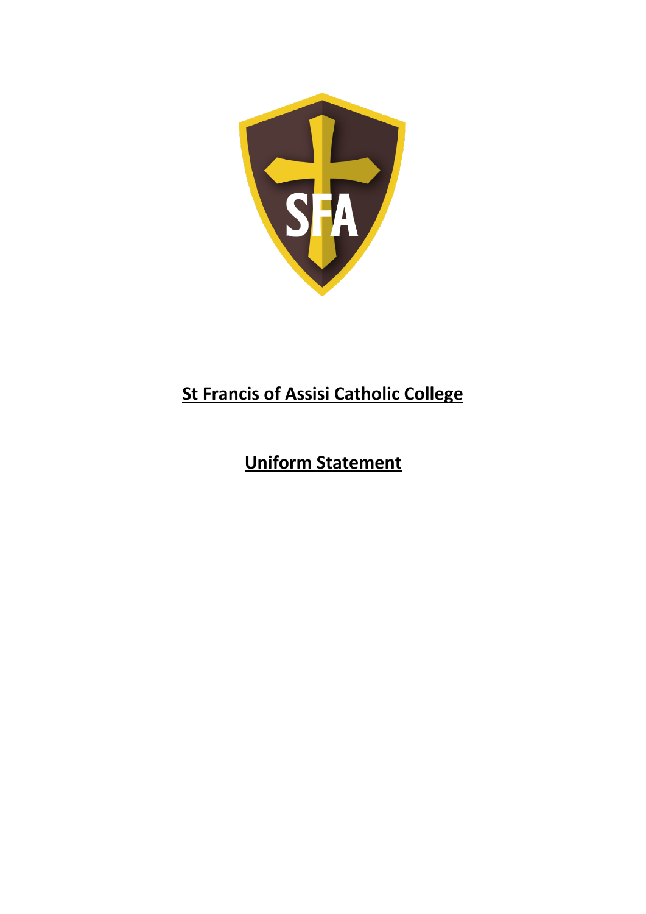# St Francis of Assisi Catholic College

## Uniform Statement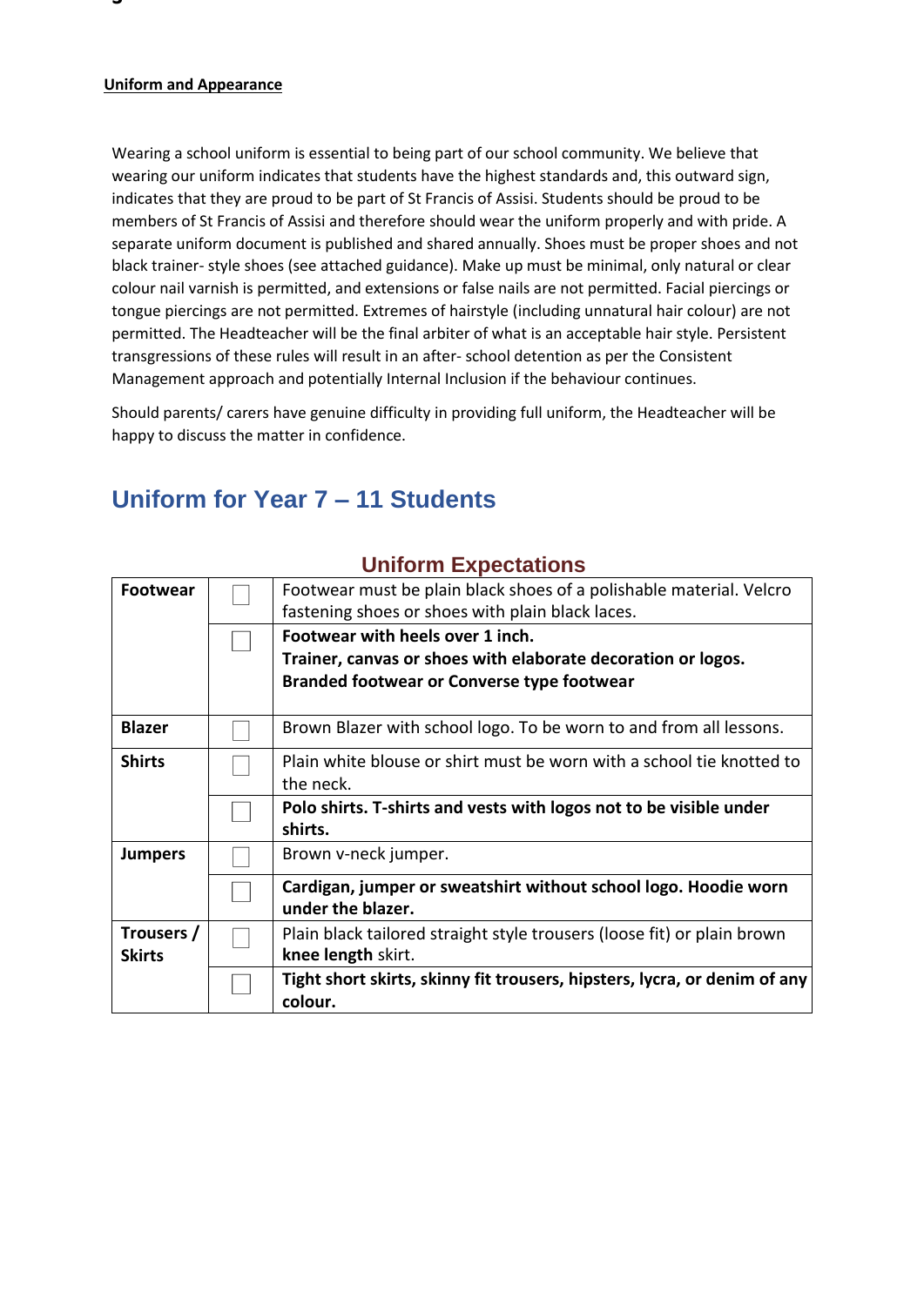**Uniform and Appearance**

Wearing a school uniform is essential to being part of our school community. We believe that wearing our uniform indicates that students have the highest standards and, this outward sign, indicates that they are proud to be part of St Francis of Assisi. Students should be proud to be members of St Francis of Assisi and therefore should wear the uniform properly and with pride. A separate uniform document is published and shared annually. Shoes must be proper shoes and not black trainer- style shoes (see attached guidance). Make up must be minimal, only natural or clear colour nail varnish is permitted, and extensions or false nails are not permitted. Facial piercings or tongue piercings are not permitted. Extremes of hairstyle (including unnatural hair colour) are not permitted. The Headteacher will be the final arbiter of what is an acceptable hair style. Persistent transgressions of these rules will result in an after- school detention as per the Consistent Management approach and potentially Internal Inclusion if the behaviour continues.

Should parents/ carers have genuine difficulty in providing full uniform, the Headteacher will be happy to discuss the matter in confidence.

## Uniform for Year 7 – 11 Students

### Uniform Expectations

| | | |
|---|---|---|
| **Footwear** | ☐ | Footwear must be plain black shoes of a polishable material. Velcro fastening shoes or shoes with plain black laces. |
| | ☐ | **Footwear with heels over 1 inch.**<br>**Trainer, canvas or shoes with elaborate decoration or logos.**<br>**Branded footwear or Converse type footwear** |
| **Blazer** | ☐ | Brown Blazer with school logo. To be worn to and from all lessons. |
| **Shirts** | ☐ | Plain white blouse or shirt must be worn with a school tie knotted to the neck. |
| | ☐ | **Polo shirts. T-shirts and vests with logos not to be visible under shirts.** |
| **Jumpers** | ☐ | Brown v-neck jumper. |
| | ☐ | **Cardigan, jumper or sweatshirt without school logo. Hoodie worn under the blazer.** |
| **Trousers / Skirts** | ☐ | Plain black tailored straight style trousers (loose fit) or plain brown **knee length** skirt. |
| | ☐ | **Tight short skirts, skinny fit trousers, hipsters, lycra, or denim of any colour.** |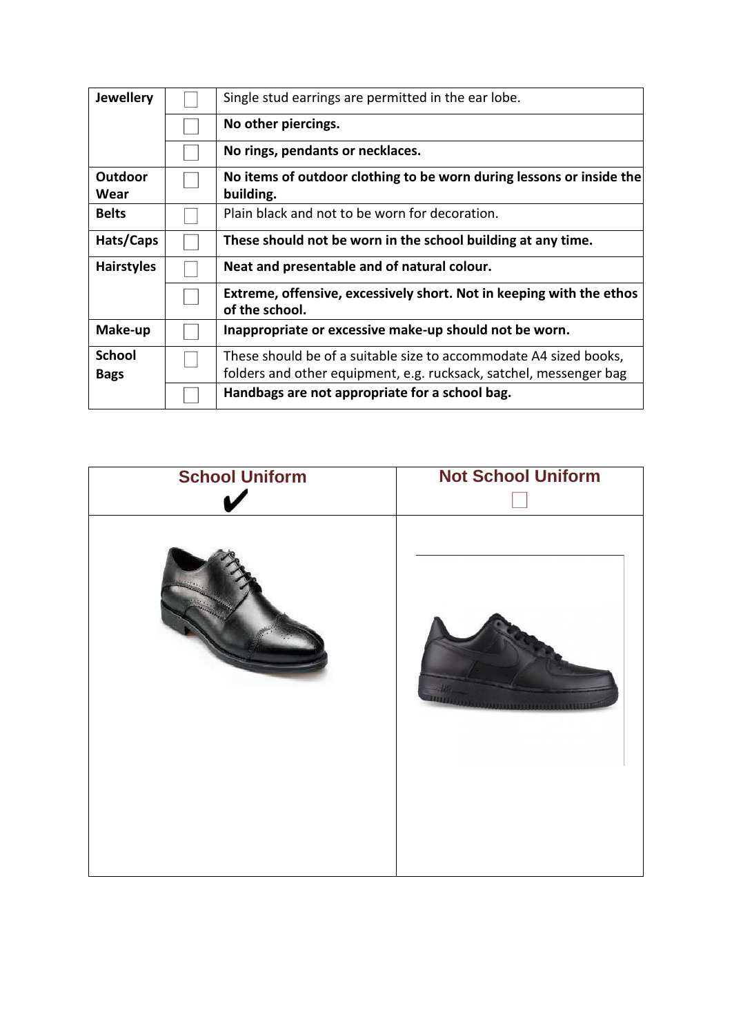| | | |
|---|---|---|
| **Jewellery** | ☐ | Single stud earrings are permitted in the ear lobe. |
| | ☐ | **No other piercings.** |
| | ☐ | **No rings, pendants or necklaces.** |
| **Outdoor Wear** | ☐ | **No items of outdoor clothing to be worn during lessons or inside the building.** |
| **Belts** | ☐ | Plain black and not to be worn for decoration. |
| **Hats/Caps** | ☐ | **These should not be worn in the school building at any time.** |
| **Hairstyles** | ☐ | **Neat and presentable and of natural colour.** |
| | ☐ | **Extreme, offensive, excessively short. Not in keeping with the ethos of the school.** |
| **Make-up** | ☐ | **Inappropriate or excessive make-up should not be worn.** |
| **School Bags** | ☐ | These should be of a suitable size to accommodate A4 sized books, folders and other equipment, e.g. rucksack, satchel, messenger bag |
| | ☐ | **Handbags are not appropriate for a school bag.** |

| School Uniform ✔ | Not School Uniform ☐ |
|---|---|
| | |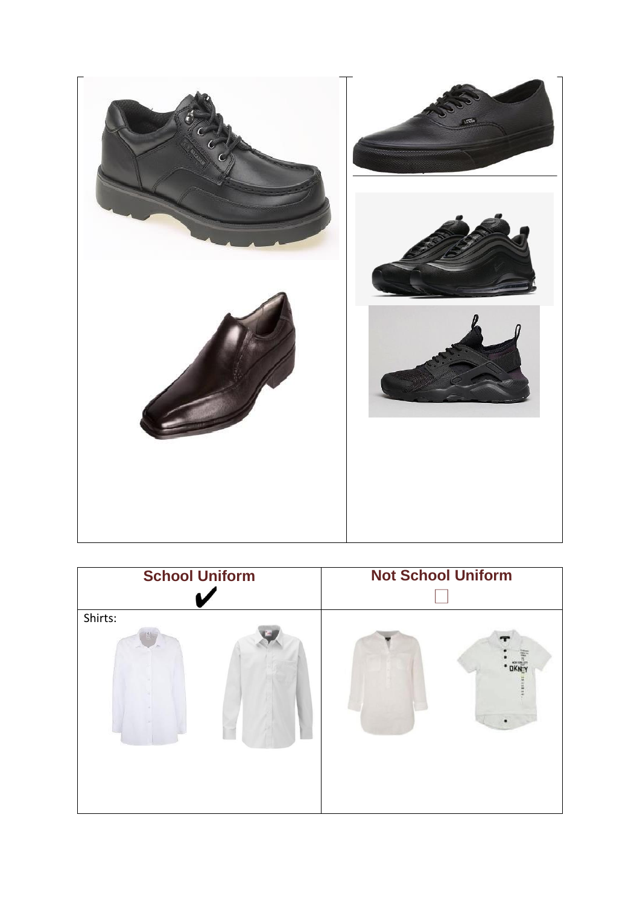| School Uniform ✔ | Not School Uniform ☐ |
| --- | --- |
| Shirts: | |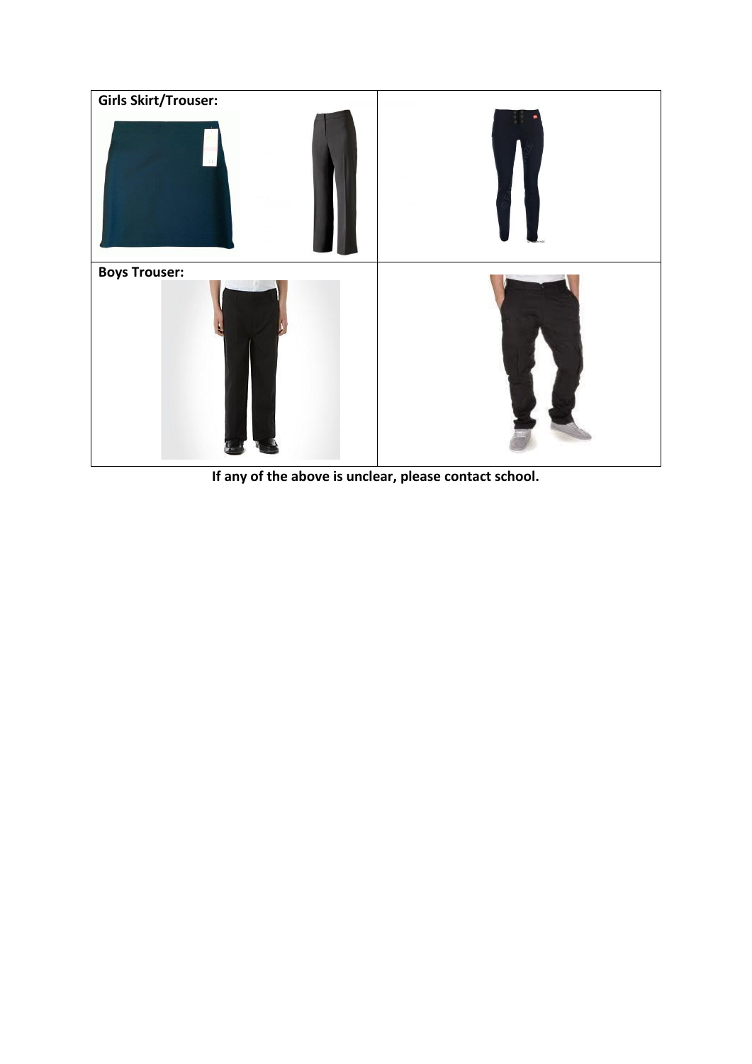| | |
|---|---|
| **Girls Skirt/Trouser:** | |
| **Boys Trouser:** | |

**If any of the above is unclear, please contact school.**